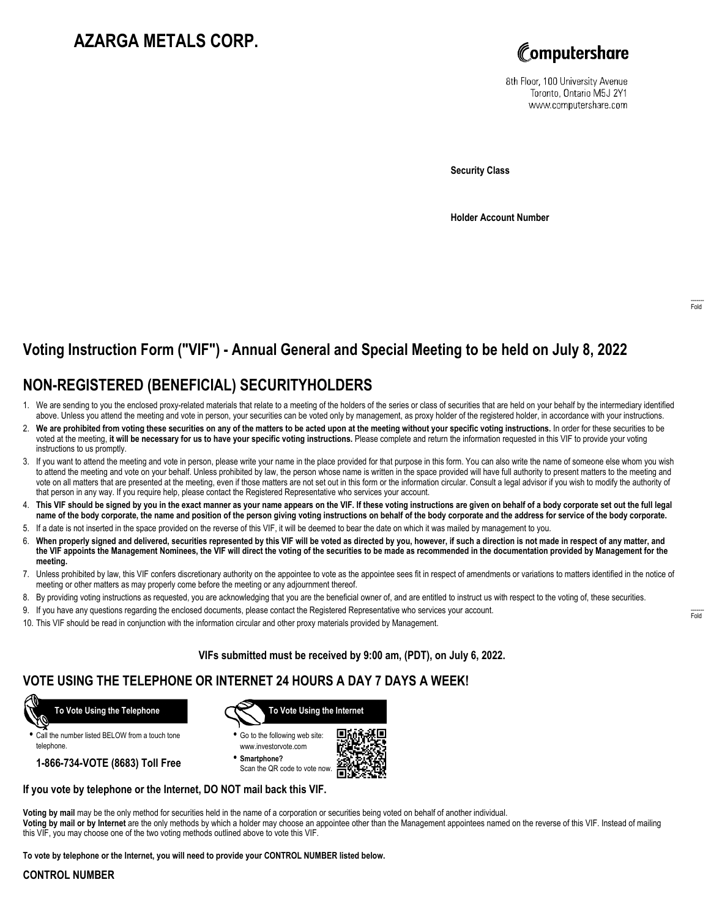# AZARGA METALS CORP.

Computershare

8th Floor, 100 University Avenue
Toronto, Ontario M5J 2Y1
www.computershare.com

**Security Class**

**Holder Account Number**

Fold

## Voting Instruction Form ("VIF") - Annual General and Special Meeting to be held on July 8, 2022

## NON-REGISTERED (BENEFICIAL) SECURITYHOLDERS

1. We are sending to you the enclosed proxy-related materials that relate to a meeting of the holders of the series or class of securities that are held on your behalf by the intermediary identified above. Unless you attend the meeting and vote in person, your securities can be voted only by management, as proxy holder of the registered holder, in accordance with your instructions.
2. **We are prohibited from voting these securities on any of the matters to be acted upon at the meeting without your specific voting instructions.** In order for these securities to be voted at the meeting, **it will be necessary for us to have your specific voting instructions.** Please complete and return the information requested in this VIF to provide your voting instructions to us promptly.
3. If you want to attend the meeting and vote in person, please write your name in the place provided for that purpose in this form. You can also write the name of someone else whom you wish to attend the meeting and vote on your behalf. Unless prohibited by law, the person whose name is written in the space provided will have full authority to present matters to the meeting and vote on all matters that are presented at the meeting, even if those matters are not set out in this form or the information circular. Consult a legal advisor if you wish to modify the authority of that person in any way. If you require help, please contact the Registered Representative who services your account.
4. **This VIF should be signed by you in the exact manner as your name appears on the VIF. If these voting instructions are given on behalf of a body corporate set out the full legal name of the body corporate, the name and position of the person giving voting instructions on behalf of the body corporate and the address for service of the body corporate.**
5. If a date is not inserted in the space provided on the reverse of this VIF, it will be deemed to bear the date on which it was mailed by management to you.
6. **When properly signed and delivered, securities represented by this VIF will be voted as directed by you, however, if such a direction is not made in respect of any matter, and the VIF appoints the Management Nominees, the VIF will direct the voting of the securities to be made as recommended in the documentation provided by Management for the meeting.**
7. Unless prohibited by law, this VIF confers discretionary authority on the appointee to vote as the appointee sees fit in respect of amendments or variations to matters identified in the notice of meeting or other matters as may properly come before the meeting or any adjournment thereof.
8. By providing voting instructions as requested, you are acknowledging that you are the beneficial owner of, and are entitled to instruct us with respect to the voting of, these securities.
9. If you have any questions regarding the enclosed documents, please contact the Registered Representative who services your account.
10. This VIF should be read in conjunction with the information circular and other proxy materials provided by Management.

Fold

**VIFs submitted must be received by 9:00 am, (PDT), on July 6, 2022.**

## VOTE USING THE TELEPHONE OR INTERNET 24 HOURS A DAY 7 DAYS A WEEK!

**To Vote Using the Telephone**

- Call the number listed BELOW from a touch tone telephone.

**1-866-734-VOTE (8683) Toll Free**

**To Vote Using the Internet**

- Go to the following web site: www.investorvote.com
- **Smartphone?** Scan the QR code to vote now.

**If you vote by telephone or the Internet, DO NOT mail back this VIF.**

**Voting by mail** may be the only method for securities held in the name of a corporation or securities being voted on behalf of another individual.
**Voting by mail or by Internet** are the only methods by which a holder may choose an appointee other than the Management appointees named on the reverse of this VIF. Instead of mailing this VIF, you may choose one of the two voting methods outlined above to vote this VIF.

**To vote by telephone or the Internet, you will need to provide your CONTROL NUMBER listed below.**

**CONTROL NUMBER**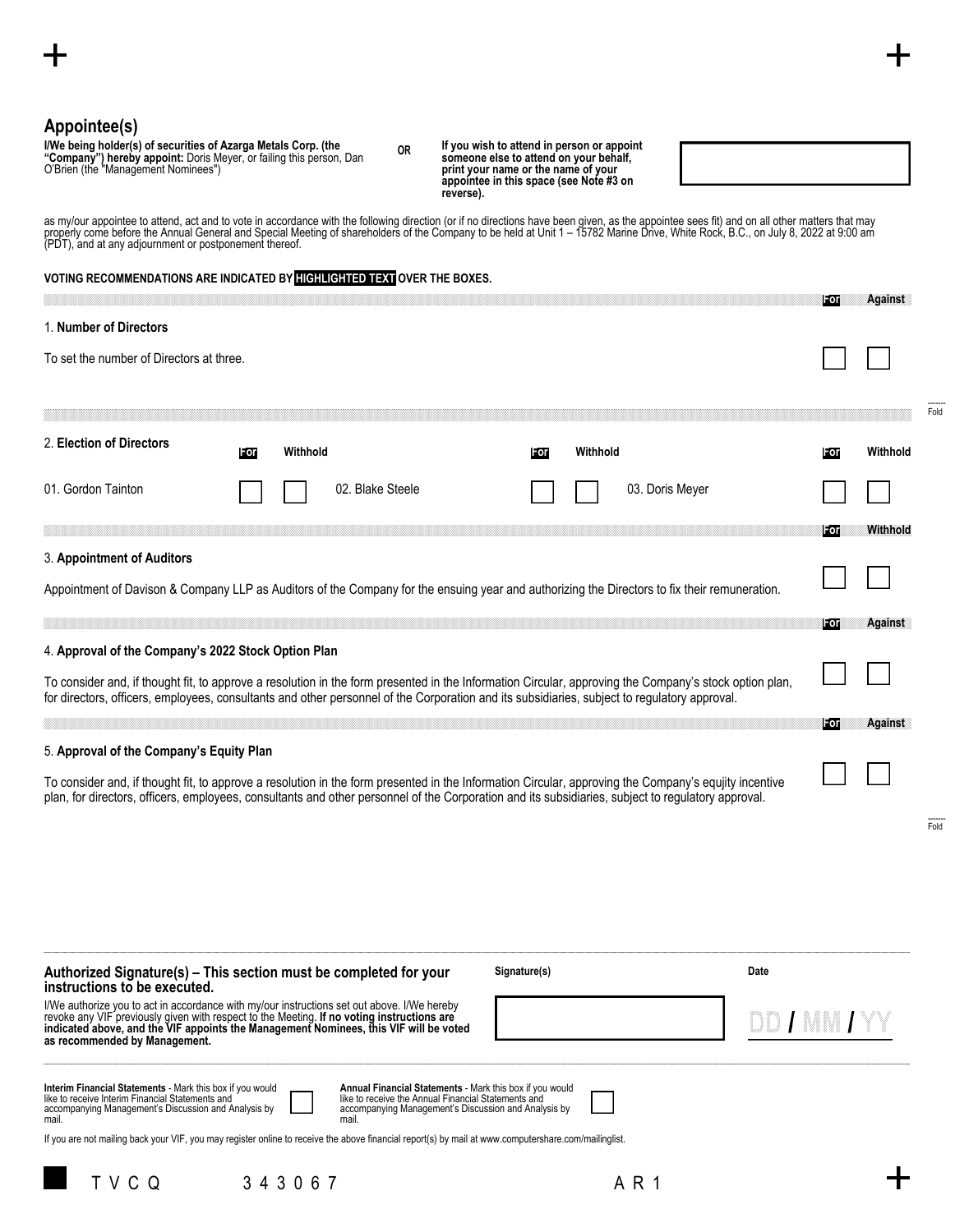## Appointee(s)

**I/We being holder(s) of securities of Azarga Metals Corp. (the "Company") hereby appoint:** Doris Meyer, or failing this person, Dan O'Brien (the "Management Nominees")

**OR**

**If you wish to attend in person or appoint someone else to attend on your behalf, print your name or the name of your appointee in this space (see Note #3 on reverse).**

as my/our appointee to attend, act and to vote in accordance with the following direction (or if no directions have been given, as the appointee sees fit) and on all other matters that may properly come before the Annual General and Special Meeting of shareholders of the Company to be held at Unit 1 – 15782 Marine Drive, White Rock, B.C., on July 8, 2022 at 9:00 am (PDT), and at any adjournment or postponement thereof.

**VOTING RECOMMENDATIONS ARE INDICATED BY HIGHLIGHTED TEXT OVER THE BOXES.**

| | For | Against |
|---|---|---|
| 1. **Number of Directors**<br>To set the number of Directors at three. | ☐ | ☐ |

2. **Election of Directors**

| | For | Withhold | | For | Withhold | | For | Withhold |
|---|---|---|---|---|---|---|---|---|
| 01. Gordon Tainton | ☐ | ☐ | 02. Blake Steele | ☐ | ☐ | 03. Doris Meyer | ☐ | ☐ |

| | For | Withhold |
|---|---|---|
| 3. **Appointment of Auditors**<br>Appointment of Davison & Company LLP as Auditors of the Company for the ensuing year and authorizing the Directors to fix their remuneration. | ☐ | ☐ |

| | For | Against |
|---|---|---|
| 4. **Approval of the Company's 2022 Stock Option Plan**<br>To consider and, if thought fit, to approve a resolution in the form presented in the Information Circular, approving the Company's stock option plan, for directors, officers, employees, consultants and other personnel of the Corporation and its subsidiaries, subject to regulatory approval. | ☐ | ☐ |
| 5. **Approval of the Company's Equity Plan**<br>To consider and, if thought fit, to approve a resolution in the form presented in the Information Circular, approving the Company's equjity incentive plan, for directors, officers, employees, consultants and other personnel of the Corporation and its subsidiaries, subject to regulatory approval. | ☐ | ☐ |

**Authorized Signature(s) – This section must be completed for your instructions to be executed.**

I/We authorize you to act in accordance with my/our instructions set out above. I/We hereby revoke any VIF previously given with respect to the Meeting. **If no voting instructions are indicated above, and the VIF appoints the Management Nominees, this VIF will be voted as recommended by Management.**

**Signature(s)**

**Date**

DD / MM / YY

**Interim Financial Statements** - Mark this box if you would like to receive Interim Financial Statements and accompanying Management's Discussion and Analysis by mail. ☐

**Annual Financial Statements** - Mark this box if you would like to receive the Annual Financial Statements and accompanying Management's Discussion and Analysis by mail. ☐

If you are not mailing back your VIF, you may register online to receive the above financial report(s) by mail at www.computershare.com/mailinglist.

T V C Q 3 4 3 0 6 7 A R 1